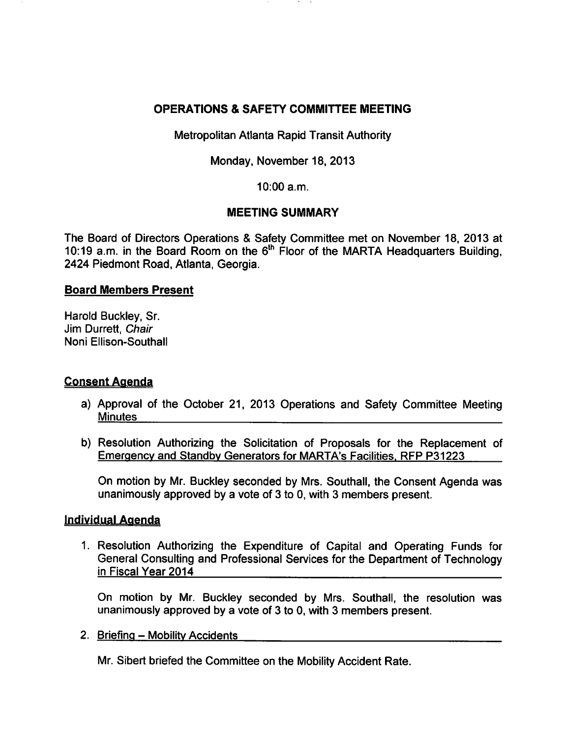# OPERATIONS & SAFETY COMMITTEE MEETING

Metropolitan Atlanta Rapid Transit Authority

Monday, November 18, 2013

10:00 a.m.

## MEETING SUMMARY

The Board of Directors Operations & Safety Committee met on November 18, 2013 at 10:19 a.m. in the Board Room on the 6th Floor of the MARTA Headquarters Building, 2424 Piedmont Road, Atlanta, Georgia.

### Board Members Present

Harold Buckley, Sr.
Jim Durrett, *Chair*
Noni Ellison-Southall

### Consent Agenda

a) Approval of the October 21, 2013 Operations and Safety Committee Meeting Minutes

b) Resolution Authorizing the Solicitation of Proposals for the Replacement of Emergency and Standby Generators for MARTA's Facilities, RFP P31223

On motion by Mr. Buckley seconded by Mrs. Southall, the Consent Agenda was unanimously approved by a vote of 3 to 0, with 3 members present.

### Individual Agenda

1. Resolution Authorizing the Expenditure of Capital and Operating Funds for General Consulting and Professional Services for the Department of Technology in Fiscal Year 2014

   On motion by Mr. Buckley seconded by Mrs. Southall, the resolution was unanimously approved by a vote of 3 to 0, with 3 members present.

2. Briefing – Mobility Accidents

   Mr. Sibert briefed the Committee on the Mobility Accident Rate.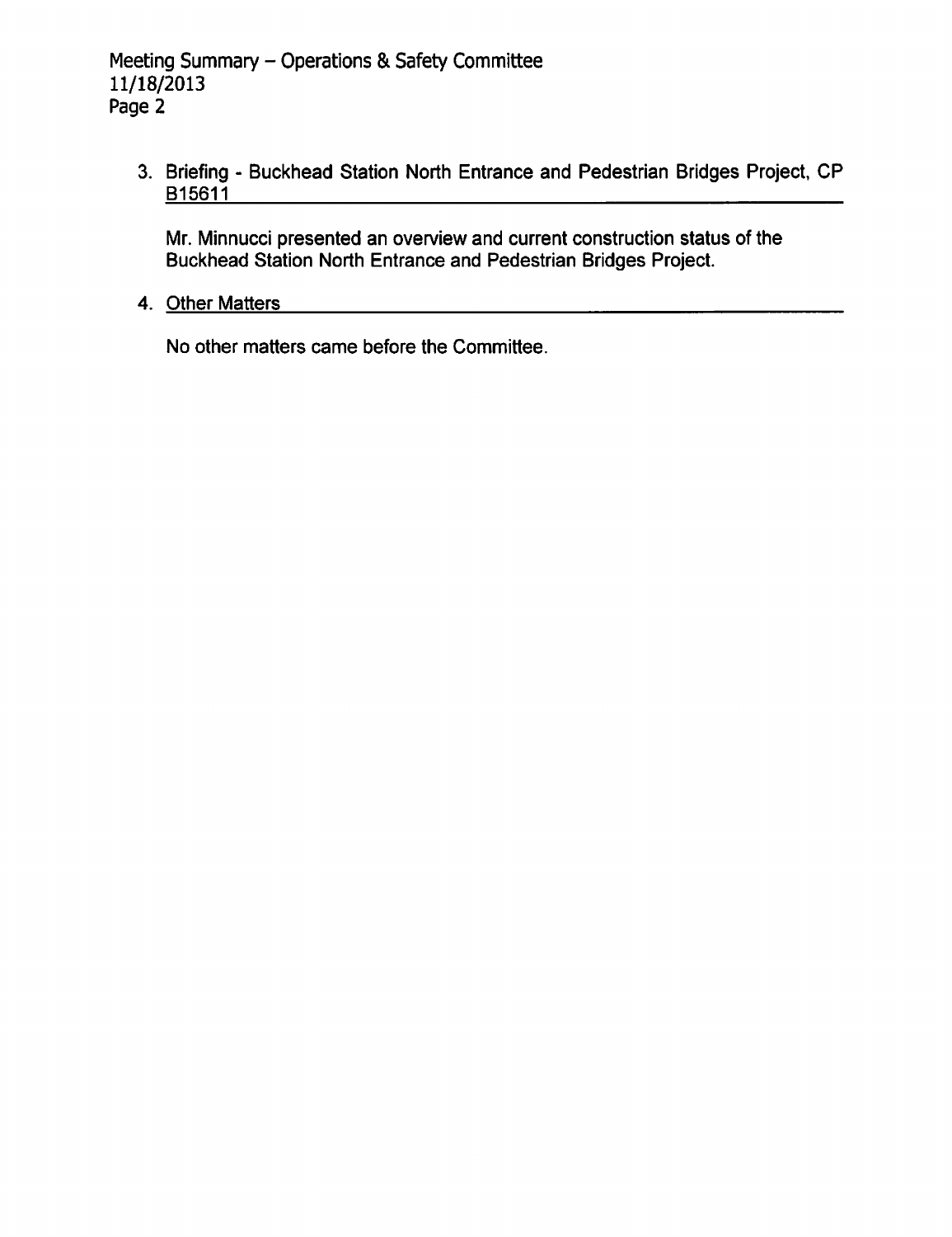3. Briefing - Buckhead Station North Entrance and Pedestrian Bridges Project, CP B15611

   Mr. Minnucci presented an overview and current construction status of the Buckhead Station North Entrance and Pedestrian Bridges Project.

4. Other Matters

   No other matters came before the Committee.